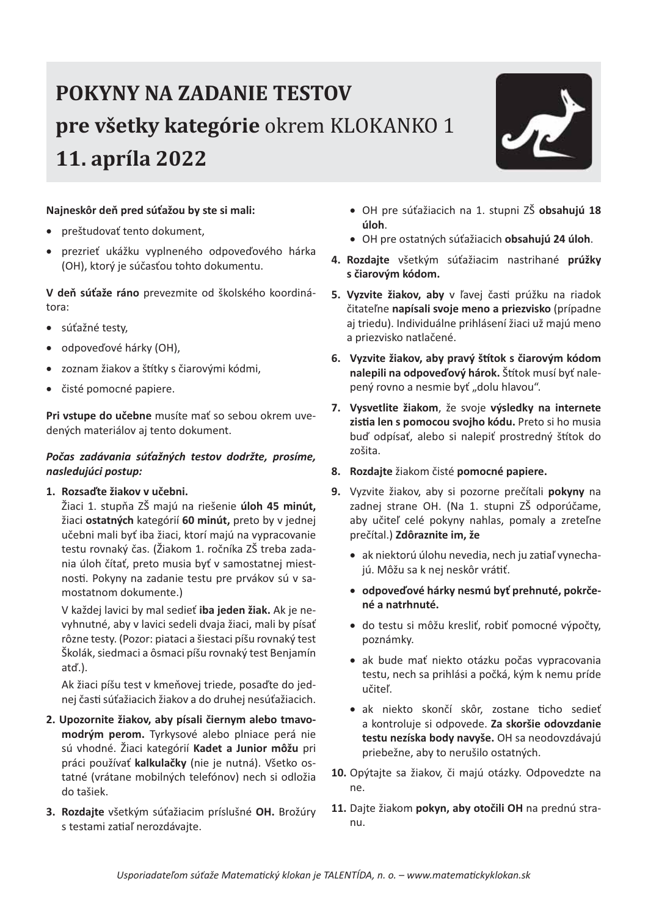# POKYNY NA ZADANIE TESTOV
# pre všetky kategórie okrem KLOKANKO 1
# 11. apríla 2022

**Najneskôr deň pred súťažou by ste si mali:**

- preštudovať tento dokument,
- prezrieť ukážku vyplneného odpoveďového hárka (OH), ktorý je súčasťou tohto dokumentu.

**V deň súťaže ráno** prevezmite od školského koordinátora:

- súťažné testy,
- odpoveďové hárky (OH),
- zoznam žiakov a štítky s čiarovými kódmi,
- čisté pomocné papiere.

**Pri vstupe do učebne** musíte mať so sebou okrem uvedených materiálov aj tento dokument.

***Počas zadávania súťažných testov dodržte, prosíme, nasledujúci postup:***

1. **Rozsaďte žiakov v učebni.**
   Žiaci 1. stupňa ZŠ majú na riešenie **úloh 45 minút,** žiaci **ostatných** kategórií **60 minút,** preto by v jednej učebni mali byť iba žiaci, ktorí majú na vypracovanie testu rovnaký čas. (Žiakom 1. ročníka ZŠ treba zadania úloh čítať, preto musia byť v samostatnej miestnosti. Pokyny na zadanie testu pre prvákov sú v samostatnom dokumente.)

   V každej lavici by mal sedieť **iba jeden žiak.** Ak je nevyhnutné, aby v lavici sedeli dvaja žiaci, mali by písať rôzne testy. (Pozor: piataci a šiestaci píšu rovnaký test Školák, siedmaci a ôsmaci píšu rovnaký test Benjamín atď.).

   Ak žiaci píšu test v kmeňovej triede, posaďte do jednej časti súťažiacich žiakov a do druhej nesúťažiacich.

2. **Upozornite žiakov, aby písali čiernym alebo tmavomodrým perom.** Tyrkysové alebo plniace perá nie sú vhodné. Žiaci kategórií **Kadet a Junior môžu** pri práci používať **kalkulačky** (nie je nutná). Všetko ostatné (vrátane mobilných telefónov) nech si odložia do tašiek.

3. **Rozdajte** všetkým súťažiacim príslušné **OH.** Brožúry s testami zatiaľ nerozdávajte.
   - OH pre súťažiacich na 1. stupni ZŠ **obsahujú 18 úloh**.
   - OH pre ostatných súťažiacich **obsahujú 24 úloh**.

4. **Rozdajte** všetkým súťažiacim nastrihané **prúžky s čiarovým kódom.**

5. **Vyzvite žiakov, aby** v ľavej časti prúžku na riadok čitateľne **napísali svoje meno a priezvisko** (prípadne aj triedu). Individuálne prihlásení žiaci už majú meno a priezvisko natlačené.

6. **Vyzvite žiakov, aby pravý štítok s čiarovým kódom nalepili na odpoveďový hárok.** Štítok musí byť nalepený rovno a nesmie byť „dolu hlavou".

7. **Vysvetlite žiakom**, že svoje **výsledky na internete zistia len s pomocou svojho kódu.** Preto si ho musia buď odpísať, alebo si nalepiť prostredný štítok do zošita.

8. **Rozdajte** žiakom čisté **pomocné papiere.**

9. Vyzvite žiakov, aby si pozorne prečítali **pokyny** na zadnej strane OH. (Na 1. stupni ZŠ odporúčame, aby učiteľ celé pokyny nahlas, pomaly a zreteľne prečítal.) **Zdôraznite im, že**
   - ak niektorú úlohu nevedia, nech ju zatiaľ vynechajú. Môžu sa k nej neskôr vrátiť.
   - **odpoveďové hárky nesmú byť prehnuté, pokrčené a natrhnuté.**
   - do testu si môžu kresliť, robiť pomocné výpočty, poznámky.
   - ak bude mať niekto otázku počas vypracovania testu, nech sa prihlási a počká, kým k nemu príde učiteľ.
   - ak niekto skončí skôr, zostane ticho sedieť a kontroluje si odpovede. **Za skoršie odovzdanie testu nezíska body navyše.** OH sa neodovzdávajú priebežne, aby to nerušilo ostatných.

10. Opýtajte sa žiakov, či majú otázky. Odpovedzte na ne.

11. Dajte žiakom **pokyn, aby otočili OH** na prednú stranu.

*Usporiadateľom súťaže Matematický klokan je TALENTÍDA, n. o. – www.matematickyklokan.sk*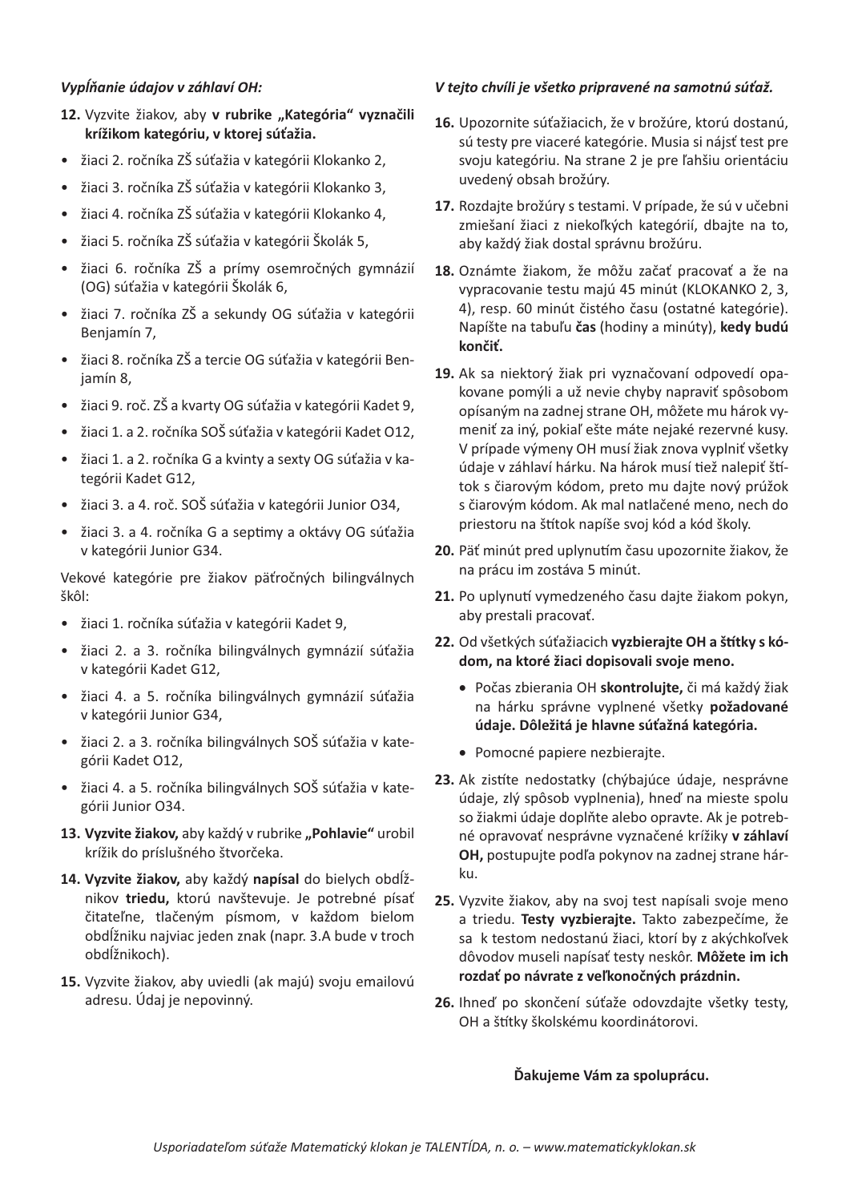*Vypĺňanie údajov v záhlaví OH:*

**12.** Vyzvite žiakov, aby **v rubrike „Kategória“ vyznačili krížikom kategóriu, v ktorej súťažia.**

- žiaci 2. ročníka ZŠ súťažia v kategórii Klokanko 2,
- žiaci 3. ročníka ZŠ súťažia v kategórii Klokanko 3,
- žiaci 4. ročníka ZŠ súťažia v kategórii Klokanko 4,
- žiaci 5. ročníka ZŠ súťažia v kategórii Školák 5,
- žiaci 6. ročníka ZŠ a prímy osemročných gymnázií (OG) súťažia v kategórii Školák 6,
- žiaci 7. ročníka ZŠ a sekundy OG súťažia v kategórii Benjamín 7,
- žiaci 8. ročníka ZŠ a tercie OG súťažia v kategórii Benjamín 8,
- žiaci 9. roč. ZŠ a kvarty OG súťažia v kategórii Kadet 9,
- žiaci 1. a 2. ročníka SOŠ súťažia v kategórii Kadet O12,
- žiaci 1. a 2. ročníka G a kvinty a sexty OG súťažia v kategórii Kadet G12,
- žiaci 3. a 4. roč. SOŠ súťažia v kategórii Junior O34,
- žiaci 3. a 4. ročníka G a septimy a oktávy OG súťažia v kategórii Junior G34.

Vekové kategórie pre žiakov päťročných bilingválnych škôl:

- žiaci 1. ročníka súťažia v kategórii Kadet 9,
- žiaci 2. a 3. ročníka bilingválnych gymnázií súťažia v kategórii Kadet G12,
- žiaci 4. a 5. ročníka bilingválnych gymnázií súťažia v kategórii Junior G34,
- žiaci 2. a 3. ročníka bilingválnych SOŠ súťažia v kategórii Kadet O12,
- žiaci 4. a 5. ročníka bilingválnych SOŠ súťažia v kategórii Junior O34.

**13. Vyzvite žiakov,** aby každý v rubrike **„Pohlavie“** urobil krížik do príslušného štvorčeka.

**14. Vyzvite žiakov,** aby každý **napísal** do bielych obdĺžnikov **triedu,** ktorú navštevuje. Je potrebné písať čitateľne, tlačeným písmom, v každom bielom obdĺžniku najviac jeden znak (napr. 3.A bude v troch obdĺžnikoch).

**15.** Vyzvite žiakov, aby uviedli (ak majú) svoju emailovú adresu. Údaj je nepovinný.

*V tejto chvíli je všetko pripravené na samotnú súťaž.*

**16.** Upozornite súťažiacich, že v brožúre, ktorú dostanú, sú testy pre viaceré kategórie. Musia si nájsť test pre svoju kategóriu. Na strane 2 je pre ľahšiu orientáciu uvedený obsah brožúry.

**17.** Rozdajte brožúry s testami. V prípade, že sú v učebni zmiešaní žiaci z niekoľkých kategórií, dbajte na to, aby každý žiak dostal správnu brožúru.

**18.** Oznámte žiakom, že môžu začať pracovať a že na vypracovanie testu majú 45 minút (KLOKANKO 2, 3, 4), resp. 60 minút čistého času (ostatné kategórie). Napíšte na tabuľu **čas** (hodiny a minúty), **kedy budú končiť.**

**19.** Ak sa niektorý žiak pri vyznačovaní odpovedí opakovane pomýli a už nevie chyby napraviť spôsobom opísaným na zadnej strane OH, môžete mu hárok vymeniť za iný, pokiaľ ešte máte nejaké rezervné kusy. V prípade výmeny OH musí žiak znova vyplniť všetky údaje v záhlaví hárku. Na hárok musí tiež nalepiť štítok s čiarovým kódom, preto mu dajte nový prúžok s čiarovým kódom. Ak mal natlačené meno, nech do priestoru na štítok napíše svoj kód a kód školy.

**20.** Päť minút pred uplynutím času upozornite žiakov, že na prácu im zostáva 5 minút.

**21.** Po uplynutí vymedzeného času dajte žiakom pokyn, aby prestali pracovať.

**22.** Od všetkých súťažiacich **vyzbierajte OH a štítky s kódom, na ktoré žiaci dopisovali svoje meno.**

- Počas zbierania OH **skontrolujte,** či má každý žiak na hárku správne vyplnené všetky **požadované údaje. Dôležitá je hlavne súťažná kategória.**
- Pomocné papiere nezbierajte.

**23.** Ak zistíte nedostatky (chýbajúce údaje, nesprávne údaje, zlý spôsob vyplnenia), hneď na mieste spolu so žiakmi údaje doplňte alebo opravte. Ak je potrebné opravovať nesprávne vyznačené krížiky **v záhlaví OH,** postupujte podľa pokynov na zadnej strane hárku.

**25.** Vyzvite žiakov, aby na svoj test napísali svoje meno a triedu. **Testy vyzbierajte.** Takto zabezpečíme, že sa k testom nedostanú žiaci, ktorí by z akýchkoľvek dôvodov museli napísať testy neskôr. **Môžete im ich rozdať po návrate z veľkonočných prázdnin.**

**26.** Ihneď po skončení súťaže odovzdajte všetky testy, OH a štítky školskému koordinátorovi.

**Ďakujeme Vám za spoluprácu.**

*Usporiadateľom súťaže Matematický klokan je TALENTÍDA, n. o. – www.matematickyklokan.sk*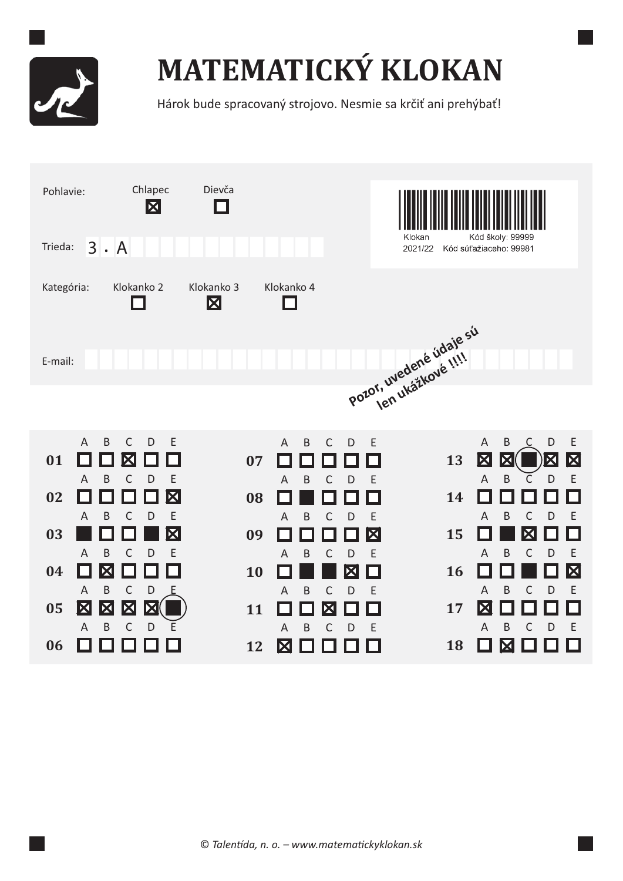# MATEMATICKÝ KLOKAN

Hárok bude spracovaný strojovo. Nesmie sa krčiť ani prehýbať!

Pohlavie: Chlapec ☒ Dievča ☐

Trieda: 3 . A

Klokan Kód školy: 99999
2021/22 Kód súťažiaceho: 99981

Kategória: Klokanko 2 ☐ Klokanko 3 ☒ Klokanko 4 ☐

E-mail:

**Pozor, uvedené údaje sú len ukážkové !!!!**

| | A | B | C | D | E |
|---|---|---|---|---|---|
| 01 | ☐ | ☐ | ☒ | ☐ | ☐ |
| 02 | ☐ | ☐ | ☐ | ☐ | ☒ |
| 03 | ■ | ☐ | ☐ | ■ | ☒ |
| 04 | ☐ | ☒ | ☐ | ☐ | ☐ |
| 05 | ☒ | ☒ | ☒ | ☒ | ■ (zakrúžkované) |
| 06 | ☐ | ☐ | ☐ | ☐ | ☐ |
| 07 | ☐ | ☐ | ☐ | ☐ | ☐ |
| 08 | ☐ | ■ | ☐ | ☐ | ☐ |
| 09 | ☐ | ☐ | ☐ | ☐ | ☒ |
| 10 | ☐ | ■ | ■ | ☒ | ☐ |
| 11 | ☐ | ☐ | ☒ | ☐ | ☐ |
| 12 | ☒ | ☐ | ☐ | ☐ | ☐ |
| 13 | ☒ | ☒ | ■ (zakrúžkované) | ☒ | ☒ |
| 14 | ☐ | ☐ | ☐ | ☐ | ☐ |
| 15 | ☐ | ■ | ☒ | ☐ | ☐ |
| 16 | ☐ | ☐ | ■ | ☐ | ☒ |
| 17 | ☒ | ☐ | ☐ | ☐ | ☐ |
| 18 | ☐ | ☒ | ☐ | ☐ | ☐ |

*© Talentída, n. o. – www.matematickyklokan.sk*